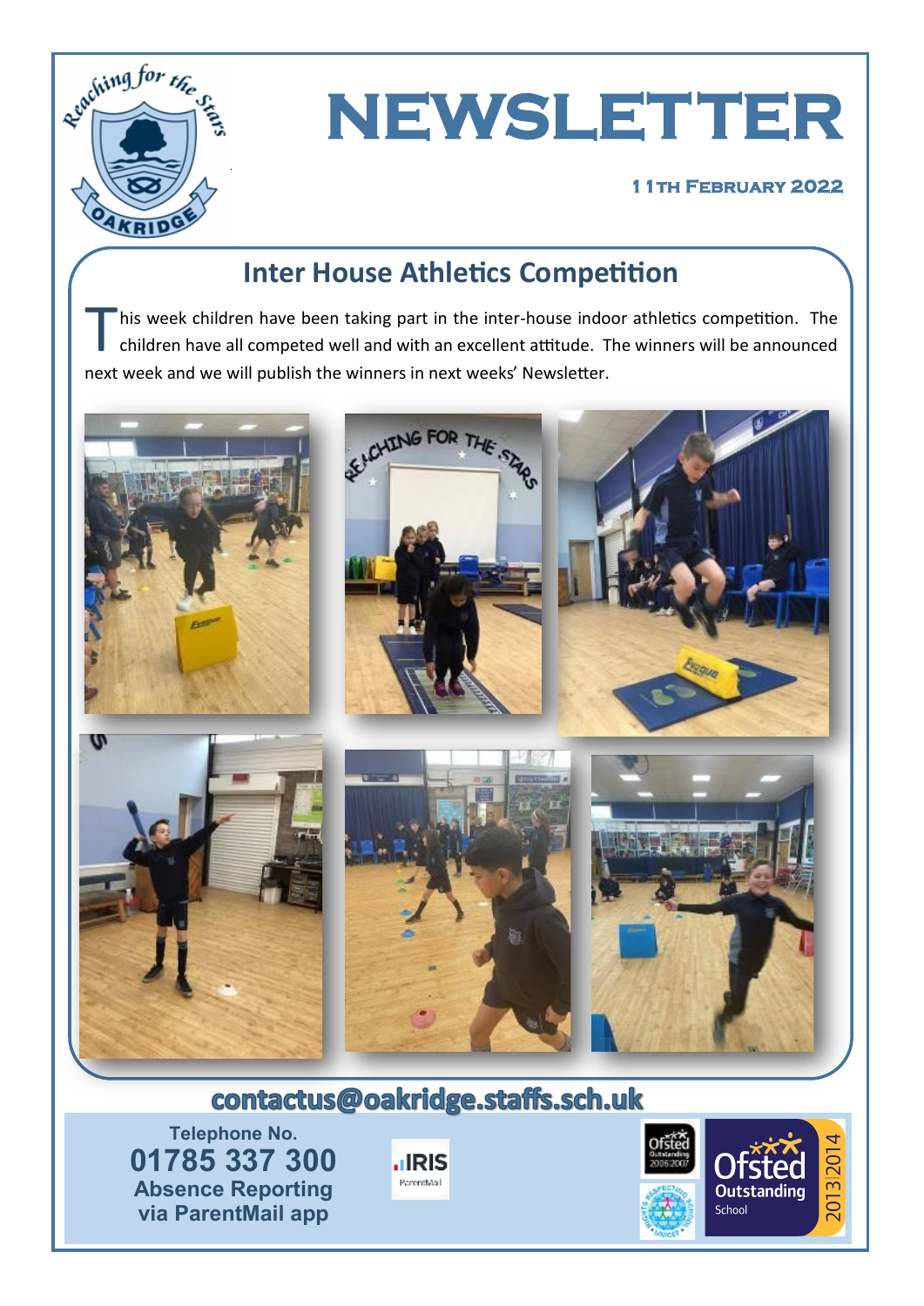# NEWSLETTER

**11th February 2022**

## Inter House Athletics Competition

This week children have been taking part in the inter-house indoor athletics competition. The children have all competed well and with an excellent attitude. The winners will be announced next week and we will publish the winners in next weeks' Newsletter.

**contactus@oakridge.staffs.sch.uk**

**Telephone No.**
**01785 337 300**
**Absence Reporting via ParentMail app**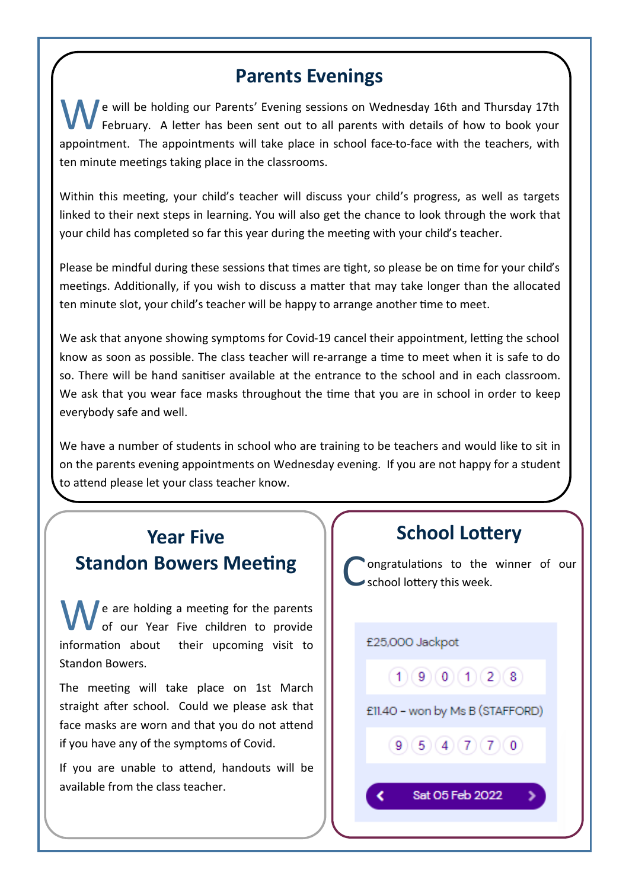## Parents Evenings

We will be holding our Parents' Evening sessions on Wednesday 16th and Thursday 17th February. A letter has been sent out to all parents with details of how to book your appointment. The appointments will take place in school face-to-face with the teachers, with ten minute meetings taking place in the classrooms.

Within this meeting, your child's teacher will discuss your child's progress, as well as targets linked to their next steps in learning. You will also get the chance to look through the work that your child has completed so far this year during the meeting with your child's teacher.

Please be mindful during these sessions that times are tight, so please be on time for your child's meetings. Additionally, if you wish to discuss a matter that may take longer than the allocated ten minute slot, your child's teacher will be happy to arrange another time to meet.

We ask that anyone showing symptoms for Covid-19 cancel their appointment, letting the school know as soon as possible. The class teacher will re-arrange a time to meet when it is safe to do so. There will be hand sanitiser available at the entrance to the school and in each classroom. We ask that you wear face masks throughout the time that you are in school in order to keep everybody safe and well.

We have a number of students in school who are training to be teachers and would like to sit in on the parents evening appointments on Wednesday evening. If you are not happy for a student to attend please let your class teacher know.

## Year Five Standon Bowers Meeting

We are holding a meeting for the parents of our Year Five children to provide information about their upcoming visit to Standon Bowers.

The meeting will take place on 1st March straight after school. Could we please ask that face masks are worn and that you do not attend if you have any of the symptoms of Covid.

If you are unable to attend, handouts will be available from the class teacher.

## School Lottery

Congratulations to the winner of our school lottery this week.

£25,000 Jackpot

1 9 0 1 2 8

£11.40 – won by Ms B (STAFFORD)

9 5 4 7 7 0

Sat 05 Feb 2022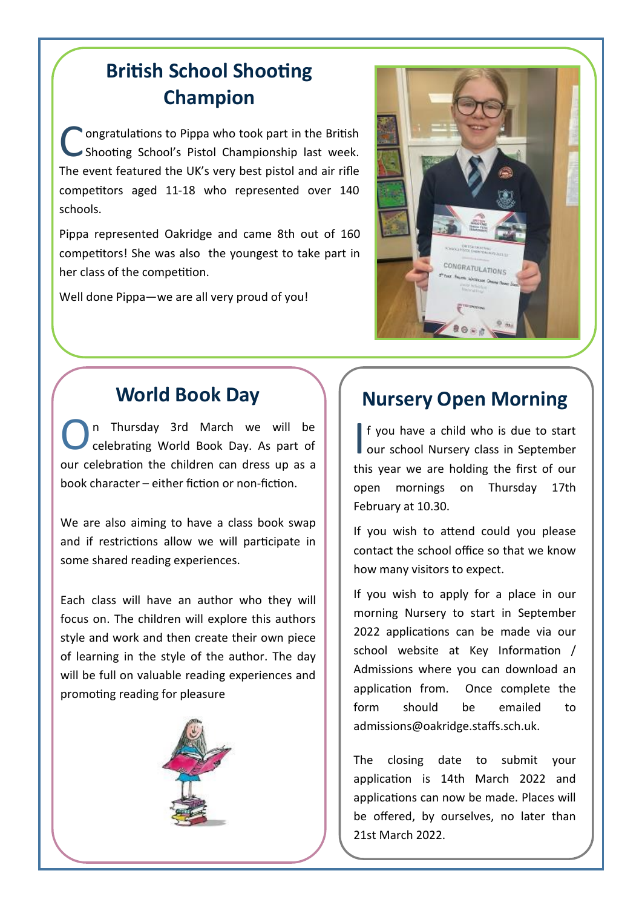## British School Shooting Champion

Congratulations to Pippa who took part in the British Shooting School's Pistol Championship last week. The event featured the UK's very best pistol and air rifle competitors aged 11-18 who represented over 140 schools.

Pippa represented Oakridge and came 8th out of 160 competitors! She was also the youngest to take part in her class of the competition.

Well done Pippa—we are all very proud of you!

## World Book Day

On Thursday 3rd March we will be celebrating World Book Day. As part of our celebration the children can dress up as a book character – either fiction or non-fiction.

We are also aiming to have a class book swap and if restrictions allow we will participate in some shared reading experiences.

Each class will have an author who they will focus on. The children will explore this authors style and work and then create their own piece of learning in the style of the author. The day will be full on valuable reading experiences and promoting reading for pleasure

## Nursery Open Morning

If you have a child who is due to start our school Nursery class in September this year we are holding the first of our open mornings on Thursday 17th February at 10.30.

If you wish to attend could you please contact the school office so that we know how many visitors to expect.

If you wish to apply for a place in our morning Nursery to start in September 2022 applications can be made via our school website at Key Information / Admissions where you can download an application from. Once complete the form should be emailed to admissions@oakridge.staffs.sch.uk.

The closing date to submit your application is 14th March 2022 and applications can now be made. Places will be offered, by ourselves, no later than 21st March 2022.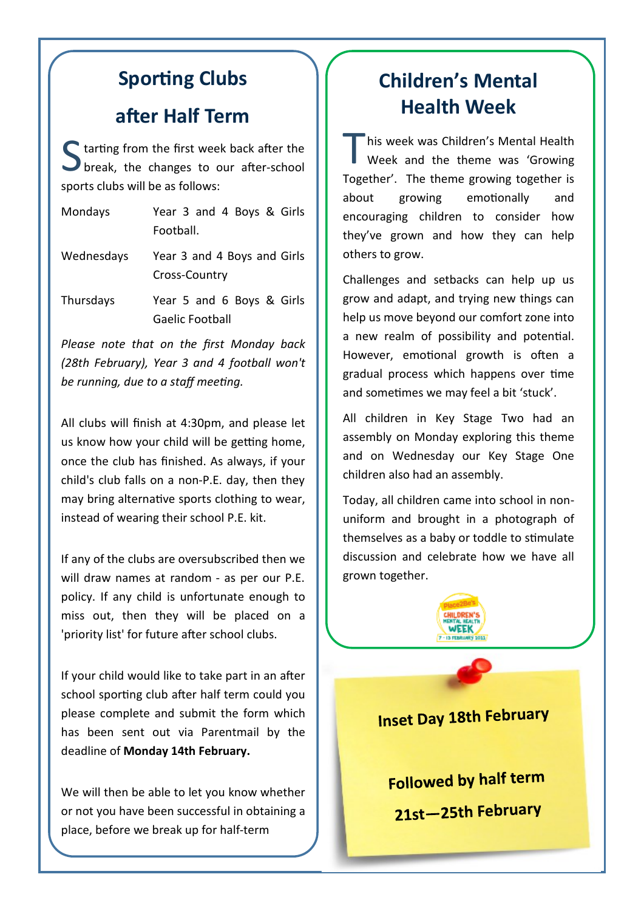## Sporting Clubs after Half Term

Starting from the first week back after the break, the changes to our after-school sports clubs will be as follows:

| | |
|---|---|
| Mondays | Year 3 and 4 Boys & Girls Football. |
| Wednesdays | Year 3 and 4 Boys and Girls Cross-Country |
| Thursdays | Year 5 and 6 Boys & Girls Gaelic Football |

*Please note that on the first Monday back (28th February), Year 3 and 4 football won't be running, due to a staff meeting.*

All clubs will finish at 4:30pm, and please let us know how your child will be getting home, once the club has finished. As always, if your child's club falls on a non-P.E. day, then they may bring alternative sports clothing to wear, instead of wearing their school P.E. kit.

If any of the clubs are oversubscribed then we will draw names at random - as per our P.E. policy. If any child is unfortunate enough to miss out, then they will be placed on a 'priority list' for future after school clubs.

If your child would like to take part in an after school sporting club after half term could you please complete and submit the form which has been sent out via Parentmail by the deadline of **Monday 14th February.**

We will then be able to let you know whether or not you have been successful in obtaining a place, before we break up for half-term

## Children's Mental Health Week

This week was Children's Mental Health Week and the theme was 'Growing Together'. The theme growing together is about growing emotionally and encouraging children to consider how they've grown and how they can help others to grow.

Challenges and setbacks can help up us grow and adapt, and trying new things can help us move beyond our comfort zone into a new realm of possibility and potential. However, emotional growth is often a gradual process which happens over time and sometimes we may feel a bit 'stuck'.

All children in Key Stage Two had an assembly on Monday exploring this theme and on Wednesday our Key Stage One children also had an assembly.

Today, all children came into school in non-uniform and brought in a photograph of themselves as a baby or toddle to stimulate discussion and celebrate how we have all grown together.

**Inset Day 18th February**

**Followed by half term 21st—25th February**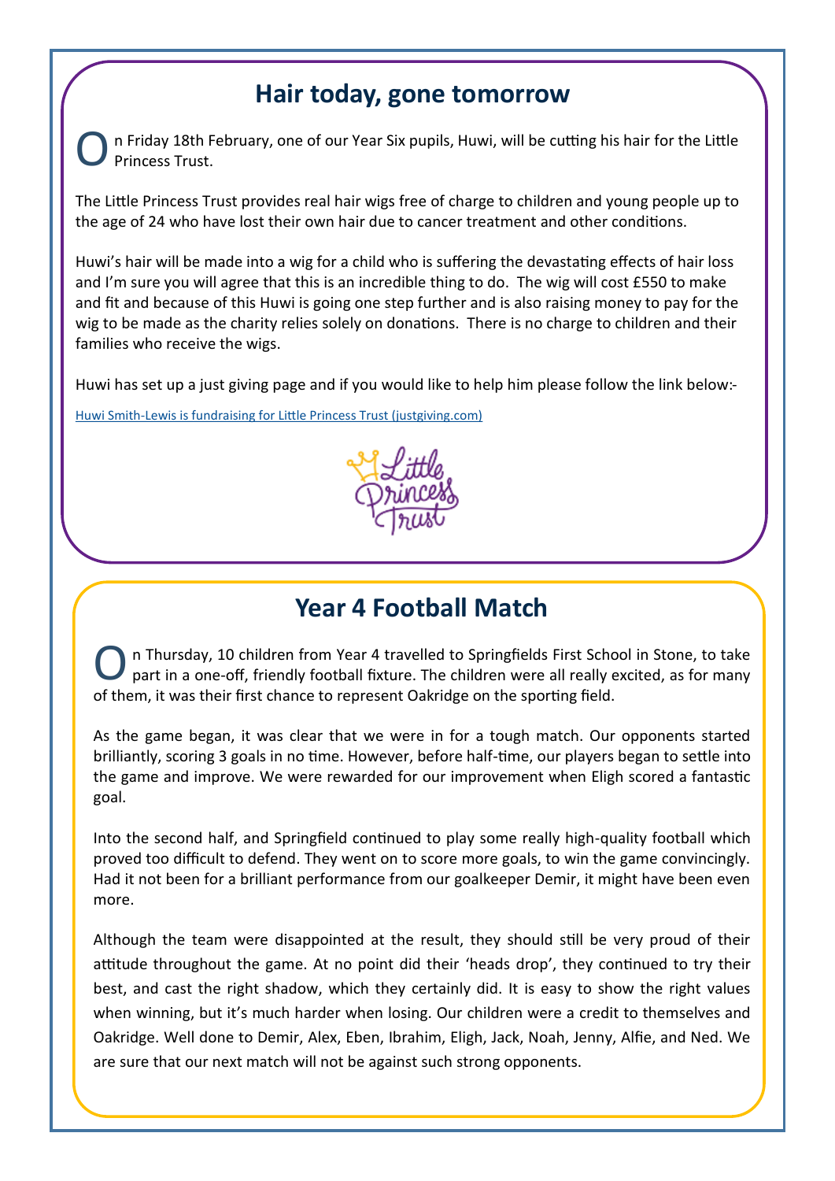# Hair today, gone tomorrow

On Friday 18th February, one of our Year Six pupils, Huwi, will be cutting his hair for the Little Princess Trust.

The Little Princess Trust provides real hair wigs free of charge to children and young people up to the age of 24 who have lost their own hair due to cancer treatment and other conditions.

Huwi's hair will be made into a wig for a child who is suffering the devastating effects of hair loss and I'm sure you will agree that this is an incredible thing to do. The wig will cost £550 to make and fit and because of this Huwi is going one step further and is also raising money to pay for the wig to be made as the charity relies solely on donations. There is no charge to children and their families who receive the wigs.

Huwi has set up a just giving page and if you would like to help him please follow the link below:-

Huwi Smith-Lewis is fundraising for Little Princess Trust (justgiving.com)

Little Princess Trust

# Year 4 Football Match

On Thursday, 10 children from Year 4 travelled to Springfields First School in Stone, to take part in a one-off, friendly football fixture. The children were all really excited, as for many of them, it was their first chance to represent Oakridge on the sporting field.

As the game began, it was clear that we were in for a tough match. Our opponents started brilliantly, scoring 3 goals in no time. However, before half-time, our players began to settle into the game and improve. We were rewarded for our improvement when Eligh scored a fantastic goal.

Into the second half, and Springfield continued to play some really high-quality football which proved too difficult to defend. They went on to score more goals, to win the game convincingly. Had it not been for a brilliant performance from our goalkeeper Demir, it might have been even more.

Although the team were disappointed at the result, they should still be very proud of their attitude throughout the game. At no point did their 'heads drop', they continued to try their best, and cast the right shadow, which they certainly did. It is easy to show the right values when winning, but it's much harder when losing. Our children were a credit to themselves and Oakridge. Well done to Demir, Alex, Eben, Ibrahim, Eligh, Jack, Noah, Jenny, Alfie, and Ned. We are sure that our next match will not be against such strong opponents.